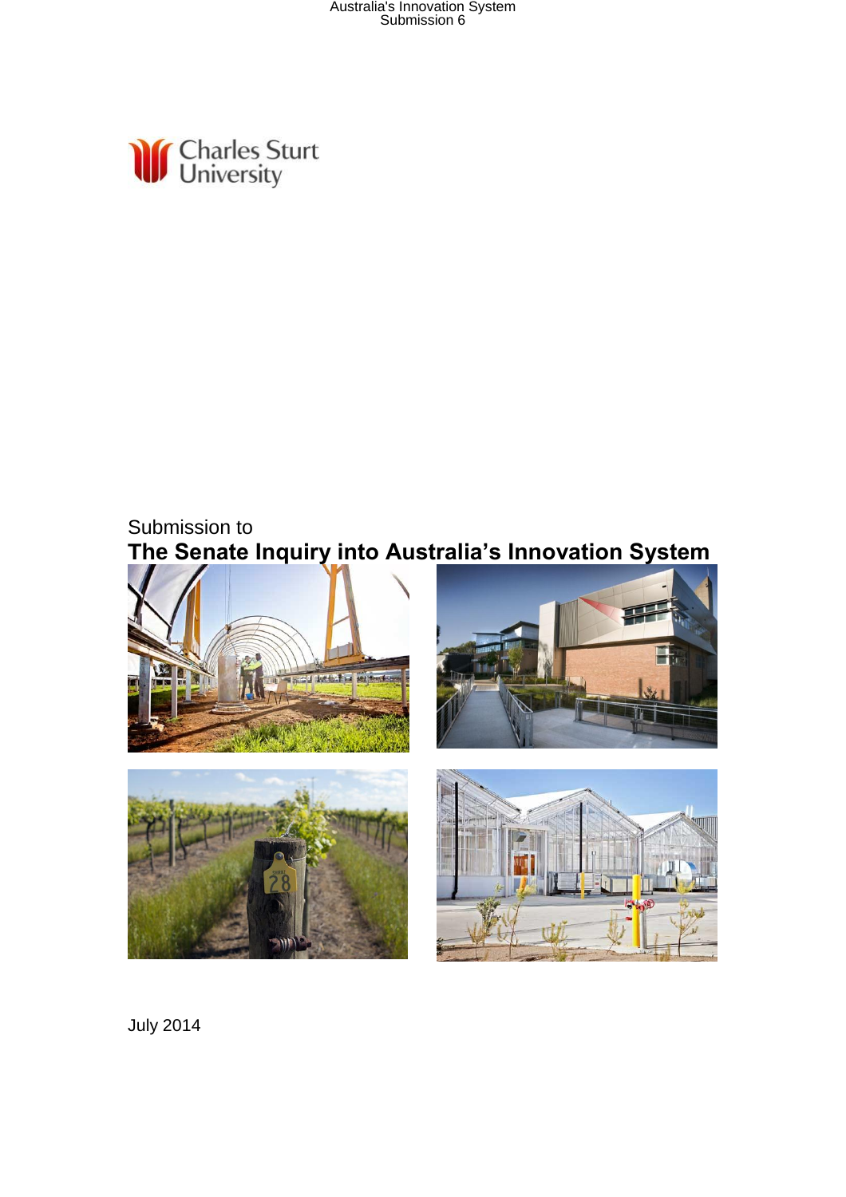Charles Sturt University

Submission to

# The Senate Inquiry into Australia's Innovation System

July 2014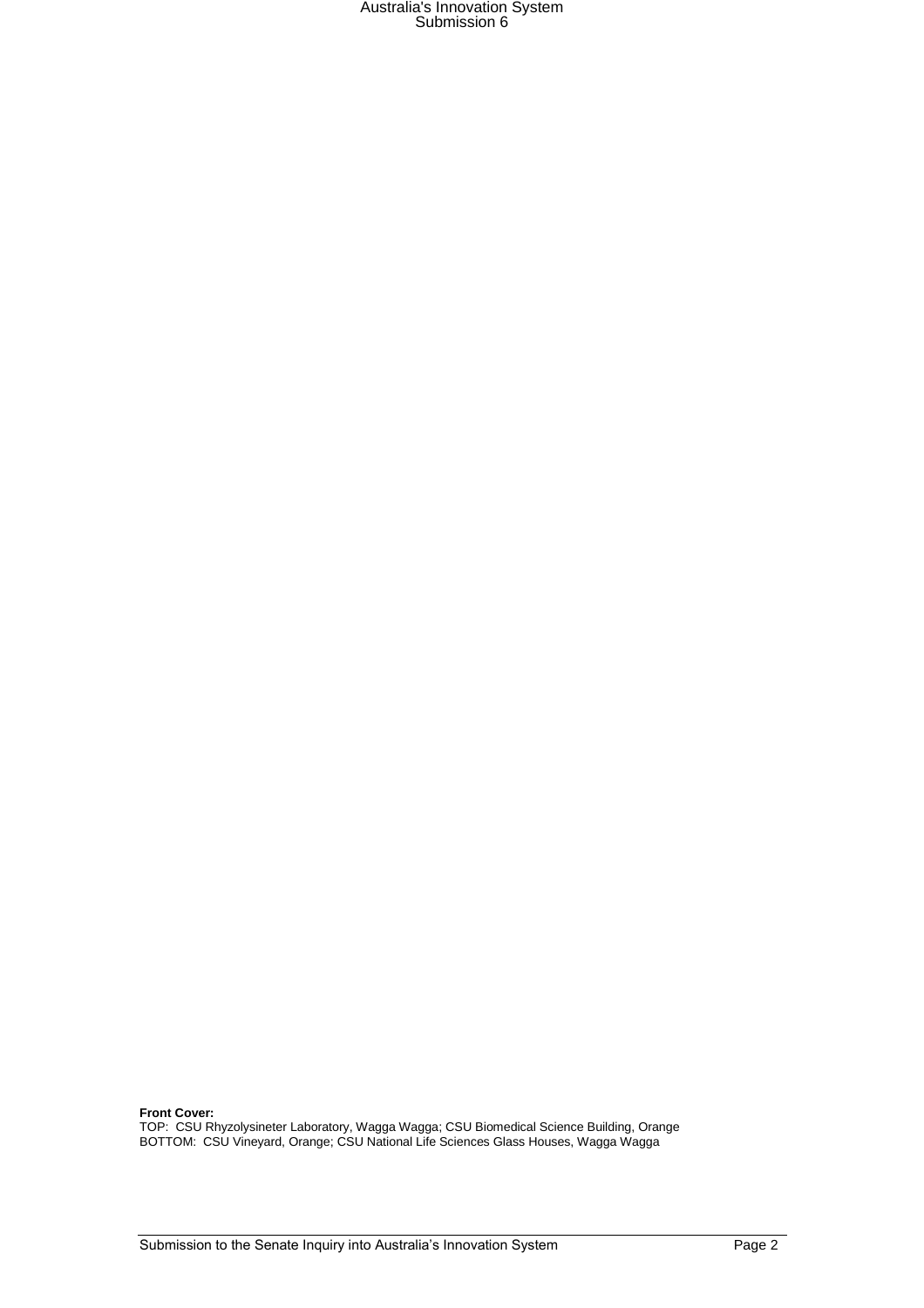**Front Cover:**
TOP: CSU Rhyzolysineter Laboratory, Wagga Wagga; CSU Biomedical Science Building, Orange
BOTTOM: CSU Vineyard, Orange; CSU National Life Sciences Glass Houses, Wagga Wagga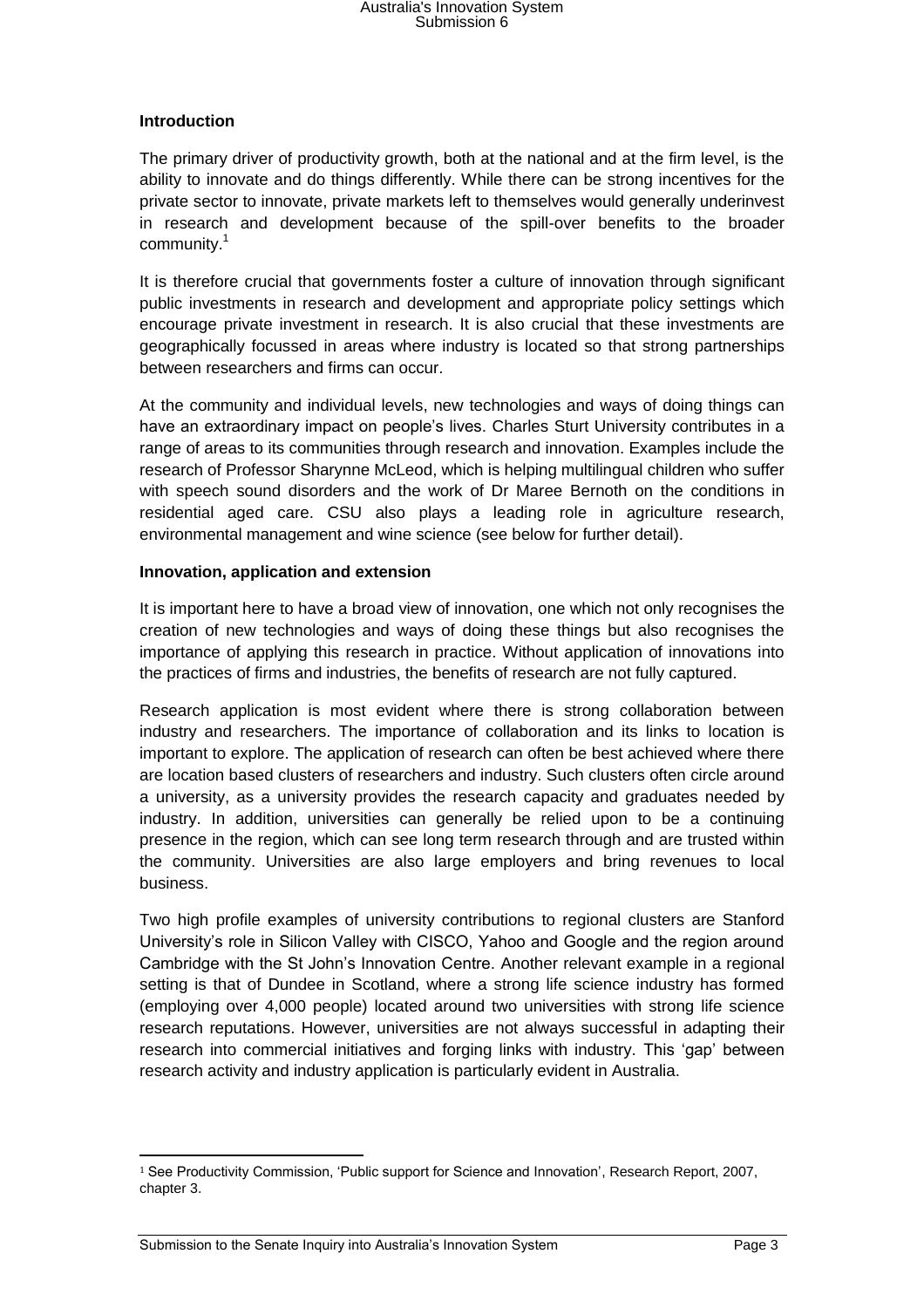**Introduction**

The primary driver of productivity growth, both at the national and at the firm level, is the ability to innovate and do things differently. While there can be strong incentives for the private sector to innovate, private markets left to themselves would generally underinvest in research and development because of the spill-over benefits to the broader community.[1]

It is therefore crucial that governments foster a culture of innovation through significant public investments in research and development and appropriate policy settings which encourage private investment in research. It is also crucial that these investments are geographically focussed in areas where industry is located so that strong partnerships between researchers and firms can occur.

At the community and individual levels, new technologies and ways of doing things can have an extraordinary impact on people's lives. Charles Sturt University contributes in a range of areas to its communities through research and innovation. Examples include the research of Professor Sharynne McLeod, which is helping multilingual children who suffer with speech sound disorders and the work of Dr Maree Bernoth on the conditions in residential aged care. CSU also plays a leading role in agriculture research, environmental management and wine science (see below for further detail).

**Innovation, application and extension**

It is important here to have a broad view of innovation, one which not only recognises the creation of new technologies and ways of doing these things but also recognises the importance of applying this research in practice. Without application of innovations into the practices of firms and industries, the benefits of research are not fully captured.

Research application is most evident where there is strong collaboration between industry and researchers. The importance of collaboration and its links to location is important to explore. The application of research can often be best achieved where there are location based clusters of researchers and industry. Such clusters often circle around a university, as a university provides the research capacity and graduates needed by industry. In addition, universities can generally be relied upon to be a continuing presence in the region, which can see long term research through and are trusted within the community. Universities are also large employers and bring revenues to local business.

Two high profile examples of university contributions to regional clusters are Stanford University's role in Silicon Valley with CISCO, Yahoo and Google and the region around Cambridge with the St John's Innovation Centre. Another relevant example in a regional setting is that of Dundee in Scotland, where a strong life science industry has formed (employing over 4,000 people) located around two universities with strong life science research reputations. However, universities are not always successful in adapting their research into commercial initiatives and forging links with industry. This 'gap' between research activity and industry application is particularly evident in Australia.

---

[1] See Productivity Commission, 'Public support for Science and Innovation', Research Report, 2007, chapter 3.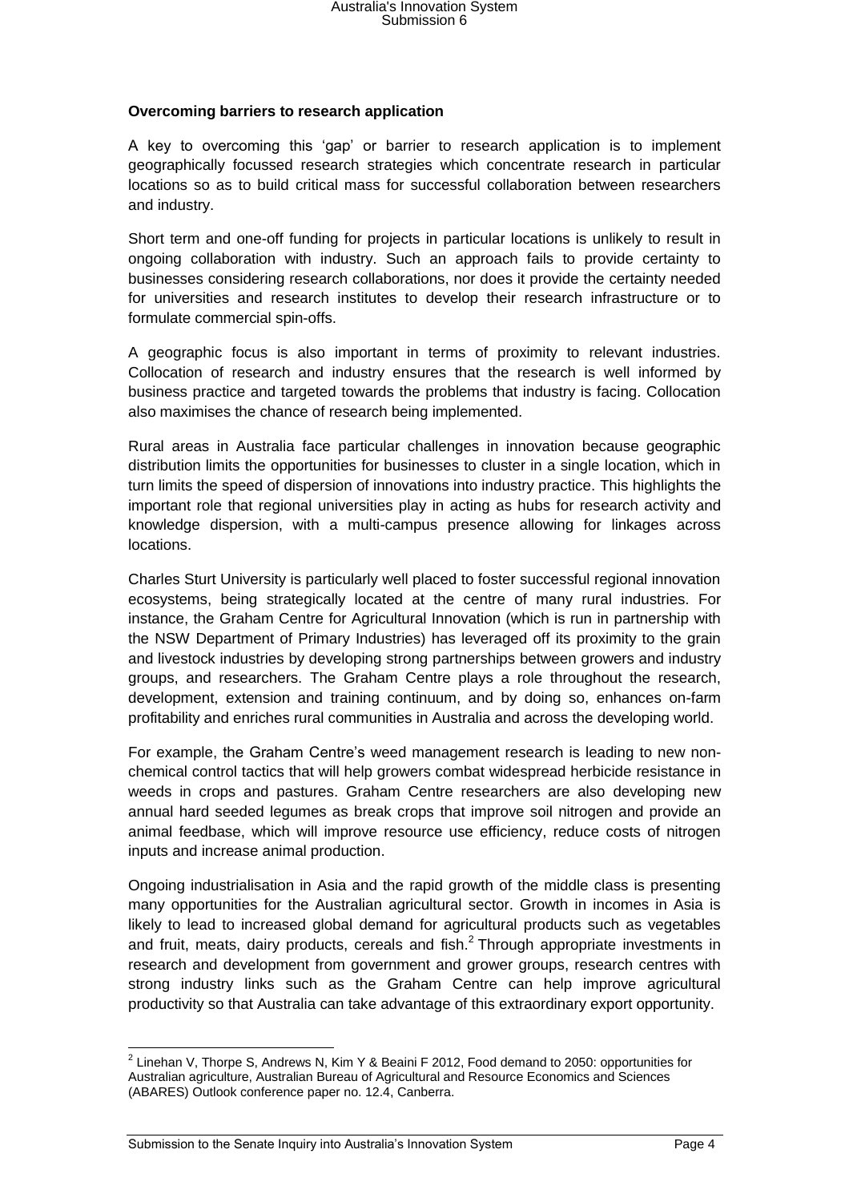**Overcoming barriers to research application**

A key to overcoming this 'gap' or barrier to research application is to implement geographically focussed research strategies which concentrate research in particular locations so as to build critical mass for successful collaboration between researchers and industry.

Short term and one-off funding for projects in particular locations is unlikely to result in ongoing collaboration with industry. Such an approach fails to provide certainty to businesses considering research collaborations, nor does it provide the certainty needed for universities and research institutes to develop their research infrastructure or to formulate commercial spin-offs.

A geographic focus is also important in terms of proximity to relevant industries. Collocation of research and industry ensures that the research is well informed by business practice and targeted towards the problems that industry is facing. Collocation also maximises the chance of research being implemented.

Rural areas in Australia face particular challenges in innovation because geographic distribution limits the opportunities for businesses to cluster in a single location, which in turn limits the speed of dispersion of innovations into industry practice. This highlights the important role that regional universities play in acting as hubs for research activity and knowledge dispersion, with a multi-campus presence allowing for linkages across locations.

Charles Sturt University is particularly well placed to foster successful regional innovation ecosystems, being strategically located at the centre of many rural industries. For instance, the Graham Centre for Agricultural Innovation (which is run in partnership with the NSW Department of Primary Industries) has leveraged off its proximity to the grain and livestock industries by developing strong partnerships between growers and industry groups, and researchers. The Graham Centre plays a role throughout the research, development, extension and training continuum, and by doing so, enhances on-farm profitability and enriches rural communities in Australia and across the developing world.

For example, the Graham Centre's weed management research is leading to new non-chemical control tactics that will help growers combat widespread herbicide resistance in weeds in crops and pastures. Graham Centre researchers are also developing new annual hard seeded legumes as break crops that improve soil nitrogen and provide an animal feedbase, which will improve resource use efficiency, reduce costs of nitrogen inputs and increase animal production.

Ongoing industrialisation in Asia and the rapid growth of the middle class is presenting many opportunities for the Australian agricultural sector. Growth in incomes in Asia is likely to lead to increased global demand for agricultural products such as vegetables and fruit, meats, dairy products, cereals and fish.[2] Through appropriate investments in research and development from government and grower groups, research centres with strong industry links such as the Graham Centre can help improve agricultural productivity so that Australia can take advantage of this extraordinary export opportunity.

---

[2] Linehan V, Thorpe S, Andrews N, Kim Y & Beaini F 2012, Food demand to 2050: opportunities for Australian agriculture, Australian Bureau of Agricultural and Resource Economics and Sciences (ABARES) Outlook conference paper no. 12.4, Canberra.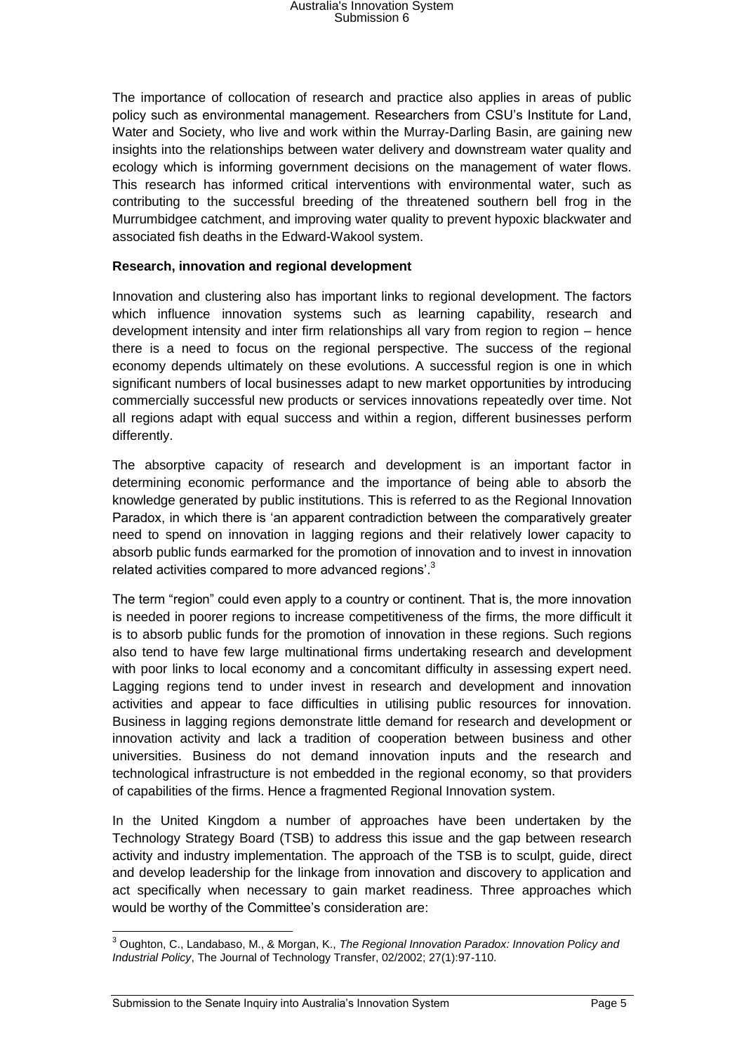The importance of collocation of research and practice also applies in areas of public policy such as environmental management. Researchers from CSU's Institute for Land, Water and Society, who live and work within the Murray-Darling Basin, are gaining new insights into the relationships between water delivery and downstream water quality and ecology which is informing government decisions on the management of water flows. This research has informed critical interventions with environmental water, such as contributing to the successful breeding of the threatened southern bell frog in the Murrumbidgee catchment, and improving water quality to prevent hypoxic blackwater and associated fish deaths in the Edward-Wakool system.

**Research, innovation and regional development**

Innovation and clustering also has important links to regional development. The factors which influence innovation systems such as learning capability, research and development intensity and inter firm relationships all vary from region to region – hence there is a need to focus on the regional perspective. The success of the regional economy depends ultimately on these evolutions. A successful region is one in which significant numbers of local businesses adapt to new market opportunities by introducing commercially successful new products or services innovations repeatedly over time. Not all regions adapt with equal success and within a region, different businesses perform differently.

The absorptive capacity of research and development is an important factor in determining economic performance and the importance of being able to absorb the knowledge generated by public institutions. This is referred to as the Regional Innovation Paradox, in which there is 'an apparent contradiction between the comparatively greater need to spend on innovation in lagging regions and their relatively lower capacity to absorb public funds earmarked for the promotion of innovation and to invest in innovation related activities compared to more advanced regions'.[3]

The term "region" could even apply to a country or continent. That is, the more innovation is needed in poorer regions to increase competitiveness of the firms, the more difficult it is to absorb public funds for the promotion of innovation in these regions. Such regions also tend to have few large multinational firms undertaking research and development with poor links to local economy and a concomitant difficulty in assessing expert need. Lagging regions tend to under invest in research and development and innovation activities and appear to face difficulties in utilising public resources for innovation. Business in lagging regions demonstrate little demand for research and development or innovation activity and lack a tradition of cooperation between business and other universities. Business do not demand innovation inputs and the research and technological infrastructure is not embedded in the regional economy, so that providers of capabilities of the firms. Hence a fragmented Regional Innovation system.

In the United Kingdom a number of approaches have been undertaken by the Technology Strategy Board (TSB) to address this issue and the gap between research activity and industry implementation. The approach of the TSB is to sculpt, guide, direct and develop leadership for the linkage from innovation and discovery to application and act specifically when necessary to gain market readiness. Three approaches which would be worthy of the Committee's consideration are:

---

[3] Oughton, C., Landabaso, M., & Morgan, K., *The Regional Innovation Paradox: Innovation Policy and Industrial Policy*, The Journal of Technology Transfer, 02/2002; 27(1):97-110.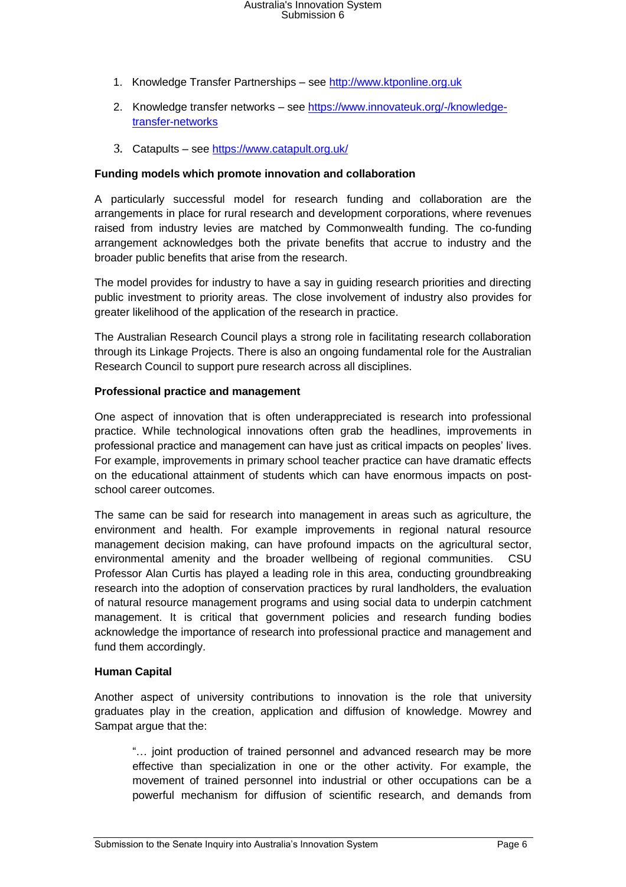1. Knowledge Transfer Partnerships – see http://www.ktponline.org.uk

2. Knowledge transfer networks – see https://www.innovateuk.org/-/knowledge-transfer-networks

3. Catapults – see https://www.catapult.org.uk/

**Funding models which promote innovation and collaboration**

A particularly successful model for research funding and collaboration are the arrangements in place for rural research and development corporations, where revenues raised from industry levies are matched by Commonwealth funding. The co-funding arrangement acknowledges both the private benefits that accrue to industry and the broader public benefits that arise from the research.

The model provides for industry to have a say in guiding research priorities and directing public investment to priority areas. The close involvement of industry also provides for greater likelihood of the application of the research in practice.

The Australian Research Council plays a strong role in facilitating research collaboration through its Linkage Projects. There is also an ongoing fundamental role for the Australian Research Council to support pure research across all disciplines.

**Professional practice and management**

One aspect of innovation that is often underappreciated is research into professional practice. While technological innovations often grab the headlines, improvements in professional practice and management can have just as critical impacts on peoples' lives. For example, improvements in primary school teacher practice can have dramatic effects on the educational attainment of students which can have enormous impacts on post-school career outcomes.

The same can be said for research into management in areas such as agriculture, the environment and health. For example improvements in regional natural resource management decision making, can have profound impacts on the agricultural sector, environmental amenity and the broader wellbeing of regional communities. CSU Professor Alan Curtis has played a leading role in this area, conducting groundbreaking research into the adoption of conservation practices by rural landholders, the evaluation of natural resource management programs and using social data to underpin catchment management. It is critical that government policies and research funding bodies acknowledge the importance of research into professional practice and management and fund them accordingly.

**Human Capital**

Another aspect of university contributions to innovation is the role that university graduates play in the creation, application and diffusion of knowledge. Mowrey and Sampat argue that the:

> "… joint production of trained personnel and advanced research may be more effective than specialization in one or the other activity. For example, the movement of trained personnel into industrial or other occupations can be a powerful mechanism for diffusion of scientific research, and demands from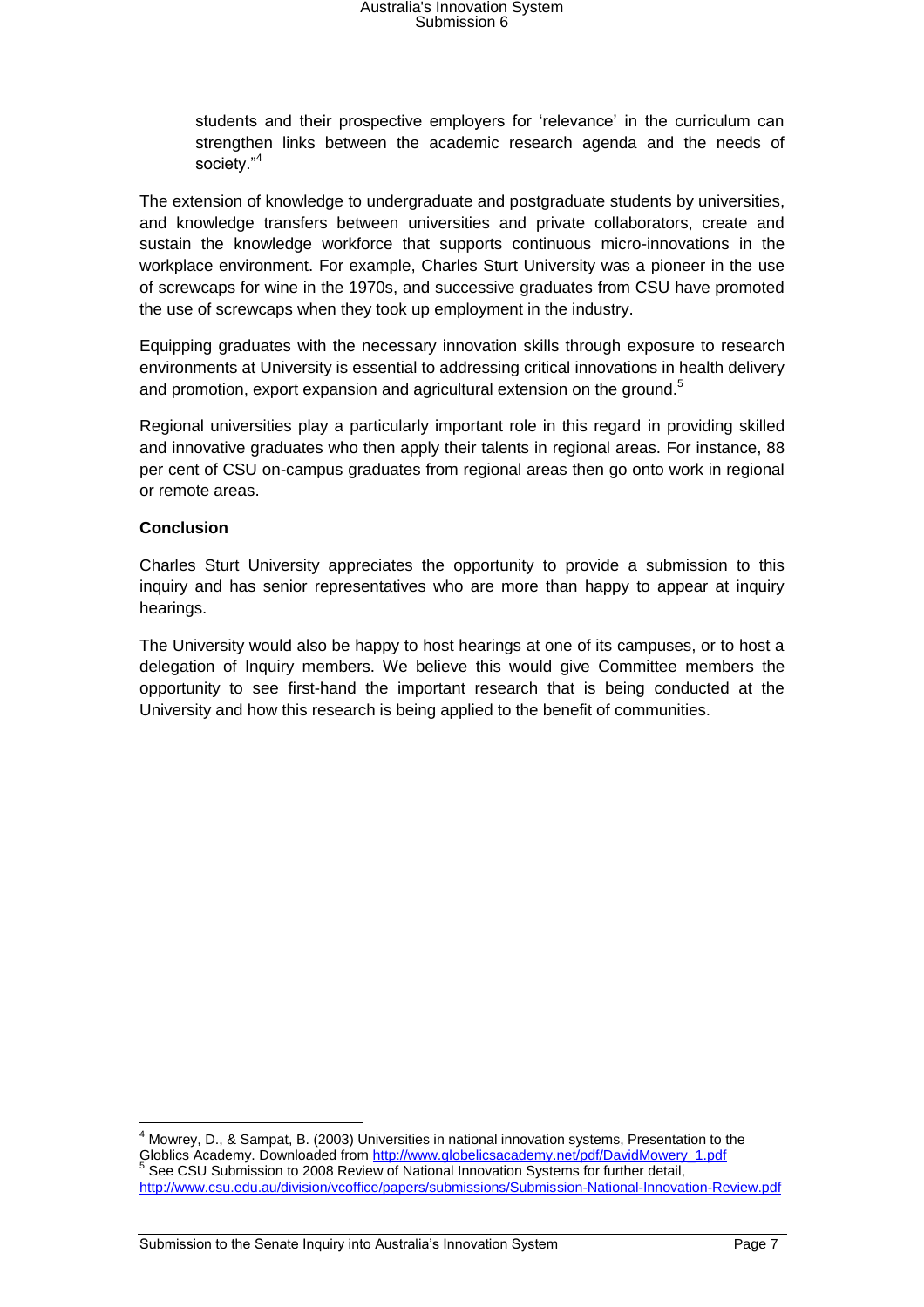students and their prospective employers for 'relevance' in the curriculum can strengthen links between the academic research agenda and the needs of society."[4]

The extension of knowledge to undergraduate and postgraduate students by universities, and knowledge transfers between universities and private collaborators, create and sustain the knowledge workforce that supports continuous micro-innovations in the workplace environment. For example, Charles Sturt University was a pioneer in the use of screwcaps for wine in the 1970s, and successive graduates from CSU have promoted the use of screwcaps when they took up employment in the industry.

Equipping graduates with the necessary innovation skills through exposure to research environments at University is essential to addressing critical innovations in health delivery and promotion, export expansion and agricultural extension on the ground.[5]

Regional universities play a particularly important role in this regard in providing skilled and innovative graduates who then apply their talents in regional areas. For instance, 88 per cent of CSU on-campus graduates from regional areas then go onto work in regional or remote areas.

**Conclusion**

Charles Sturt University appreciates the opportunity to provide a submission to this inquiry and has senior representatives who are more than happy to appear at inquiry hearings.

The University would also be happy to host hearings at one of its campuses, or to host a delegation of Inquiry members. We believe this would give Committee members the opportunity to see first-hand the important research that is being conducted at the University and how this research is being applied to the benefit of communities.

---

[4] Mowrey, D., & Sampat, B. (2003) Universities in national innovation systems, Presentation to the Globlics Academy. Downloaded from http://www.globelicsacademy.net/pdf/DavidMowery_1.pdf

[5] See CSU Submission to 2008 Review of National Innovation Systems for further detail, http://www.csu.edu.au/division/vcoffice/papers/submissions/Submission-National-Innovation-Review.pdf